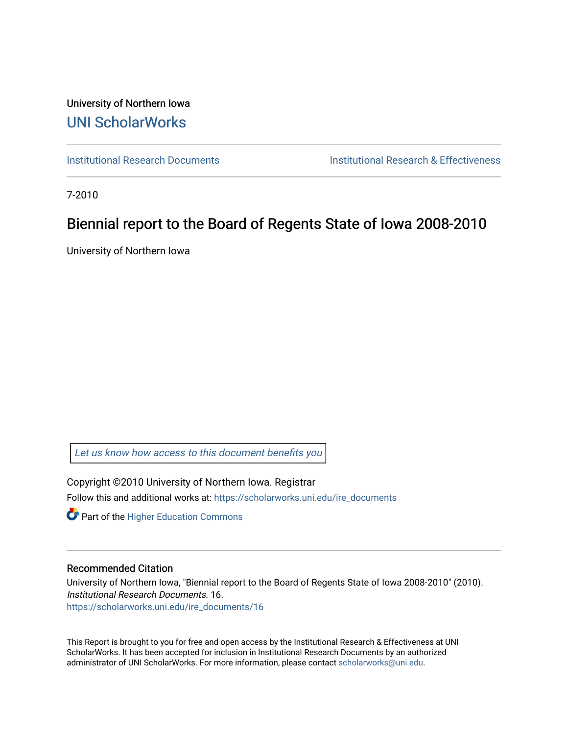University of Northern Iowa

# UNI ScholarWorks

Institutional Research Documents

Institutional Research & Effectiveness

7-2010

## Biennial report to the Board of Regents State of Iowa 2008-2010

University of Northern Iowa

*Let us know how access to this document benefits you*

Copyright ©2010 University of Northern Iowa. Registrar

Follow this and additional works at: https://scholarworks.uni.edu/ire_documents

Part of the Higher Education Commons

### Recommended Citation

University of Northern Iowa, "Biennial report to the Board of Regents State of Iowa 2008-2010" (2010). *Institutional Research Documents*. 16.
https://scholarworks.uni.edu/ire_documents/16

This Report is brought to you for free and open access by the Institutional Research & Effectiveness at UNI ScholarWorks. It has been accepted for inclusion in Institutional Research Documents by an authorized administrator of UNI ScholarWorks. For more information, please contact scholarworks@uni.edu.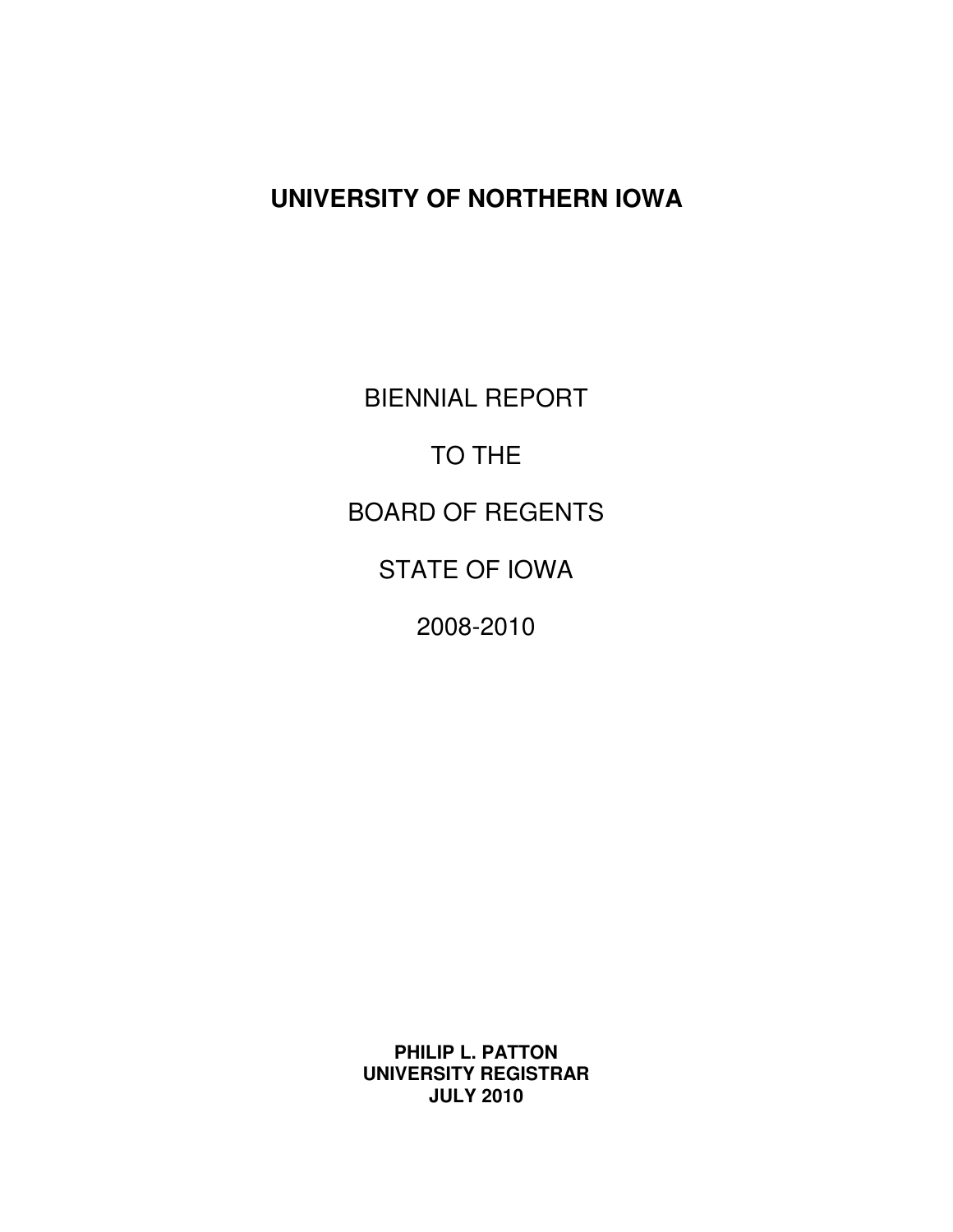# UNIVERSITY OF NORTHERN IOWA

BIENNIAL REPORT

TO THE

BOARD OF REGENTS

STATE OF IOWA

2008-2010

**PHILIP L. PATTON**
**UNIVERSITY REGISTRAR**
**JULY 2010**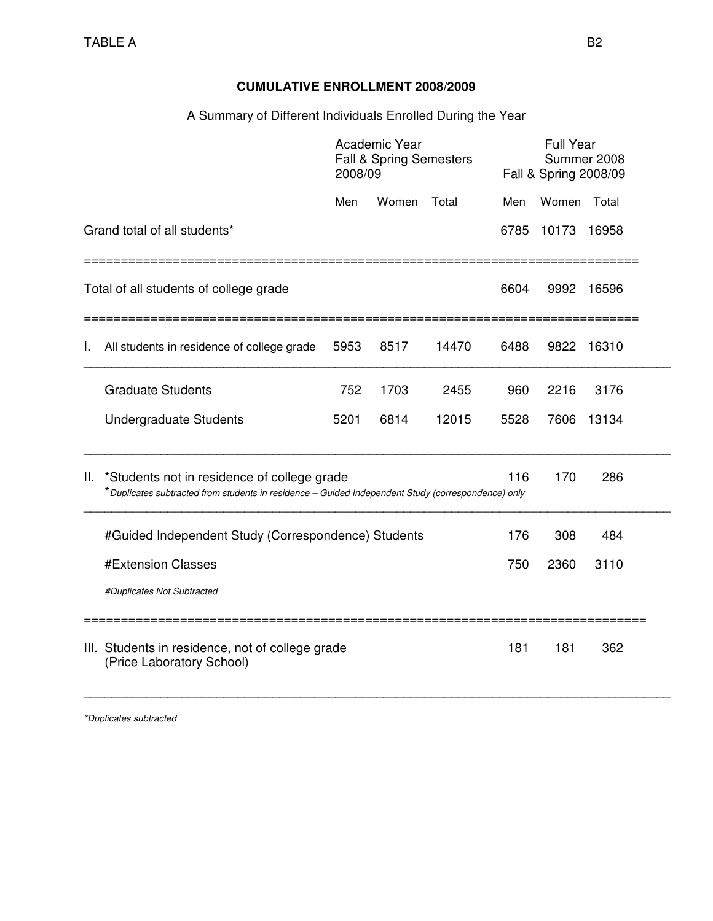TABLE A

## CUMULATIVE ENROLLMENT 2008/2009

A Summary of Different Individuals Enrolled During the Year

| | Academic Year Fall & Spring Semesters 2008/09 | | | Full Year Summer 2008 Fall & Spring 2008/09 | | |
|---|---|---|---|---|---|---|
| | Men | Women | Total | Men | Women | Total |
| Grand total of all students* | | | | 6785 | 10173 | 16958 |
| Total of all students of college grade | | | | 6604 | 9992 | 16596 |
| I. All students in residence of college grade | 5953 | 8517 | 14470 | 6488 | 9822 | 16310 |
| Graduate Students | 752 | 1703 | 2455 | 960 | 2216 | 3176 |
| Undergraduate Students | 5201 | 6814 | 12015 | 5528 | 7606 | 13134 |
| II. *Students not in residence of college grade | | | | 116 | 170 | 286 |
| #Guided Independent Study (Correspondence) Students | | | | 176 | 308 | 484 |
| #Extension Classes | | | | 750 | 2360 | 3110 |
| III. Students in residence, not of college grade (Price Laboratory School) | | | | 181 | 181 | 362 |

*Duplicates subtracted from students in residence – Guided Independent Study (correspondence) only*

*#Duplicates Not Subtracted*

*\*Duplicates subtracted*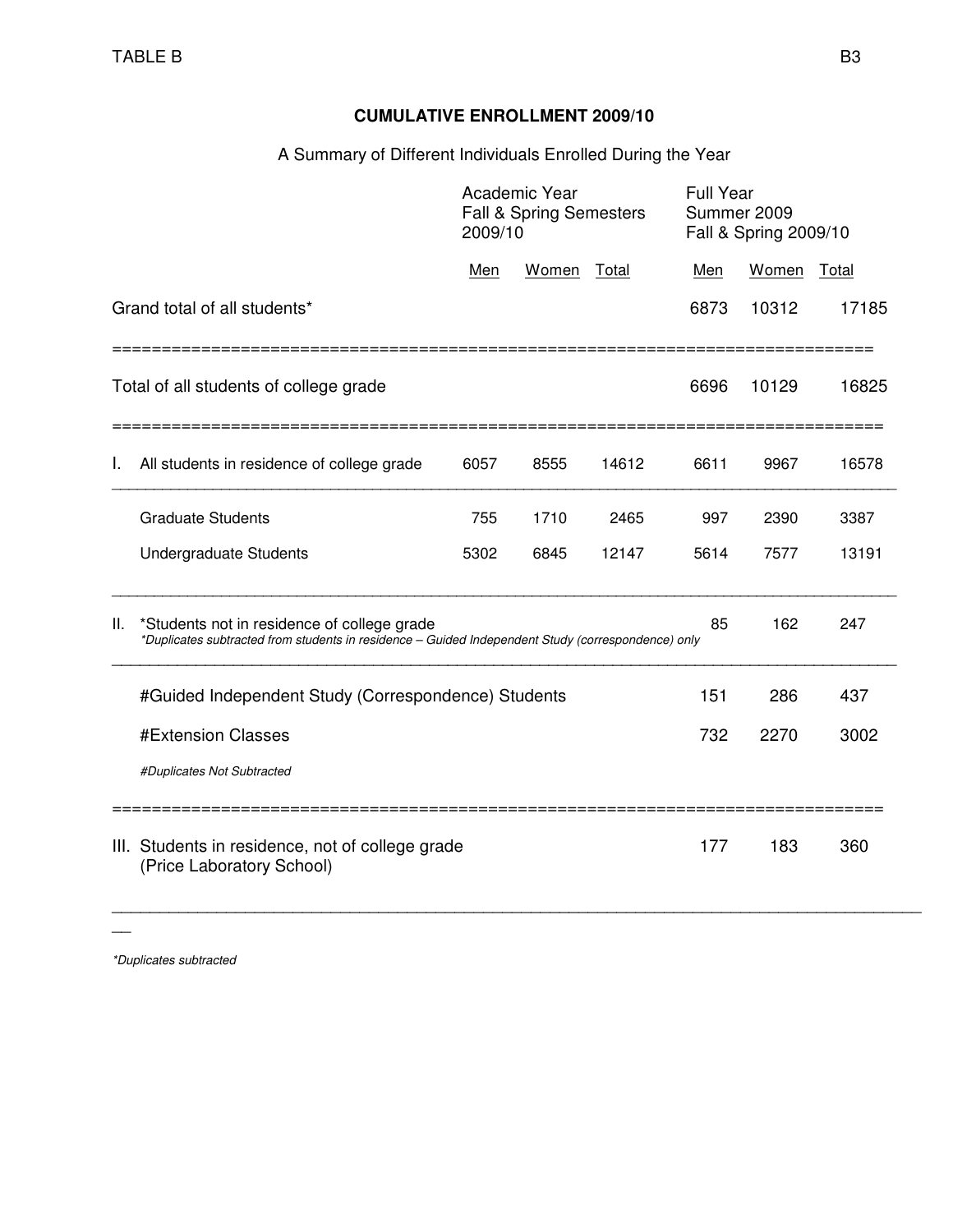TABLE B

## CUMULATIVE ENROLLMENT 2009/10

A Summary of Different Individuals Enrolled During the Year

| | Academic Year Fall & Spring Semesters 2009/10 | | | Full Year Summer 2009 Fall & Spring 2009/10 | | |
|---|---|---|---|---|---|---|
| | Men | Women | Total | Men | Women | Total |
| Grand total of all students* | | | | 6873 | 10312 | 17185 |
| Total of all students of college grade | | | | 6696 | 10129 | 16825 |
| I. All students in residence of college grade | 6057 | 8555 | 14612 | 6611 | 9967 | 16578 |
| Graduate Students | 755 | 1710 | 2465 | 997 | 2390 | 3387 |
| Undergraduate Students | 5302 | 6845 | 12147 | 5614 | 7577 | 13191 |
| II. *Students not in residence of college grade<br>*Duplicates subtracted from students in residence – Guided Independent Study (correspondence) only* | | | | 85 | 162 | 247 |
| #Guided Independent Study (Correspondence) Students | | | | 151 | 286 | 437 |
| #Extension Classes | | | | 732 | 2270 | 3002 |
| *#Duplicates Not Subtracted* | | | | | | |
| III. Students in residence, not of college grade (Price Laboratory School) | | | | 177 | 183 | 360 |

*Duplicates subtracted*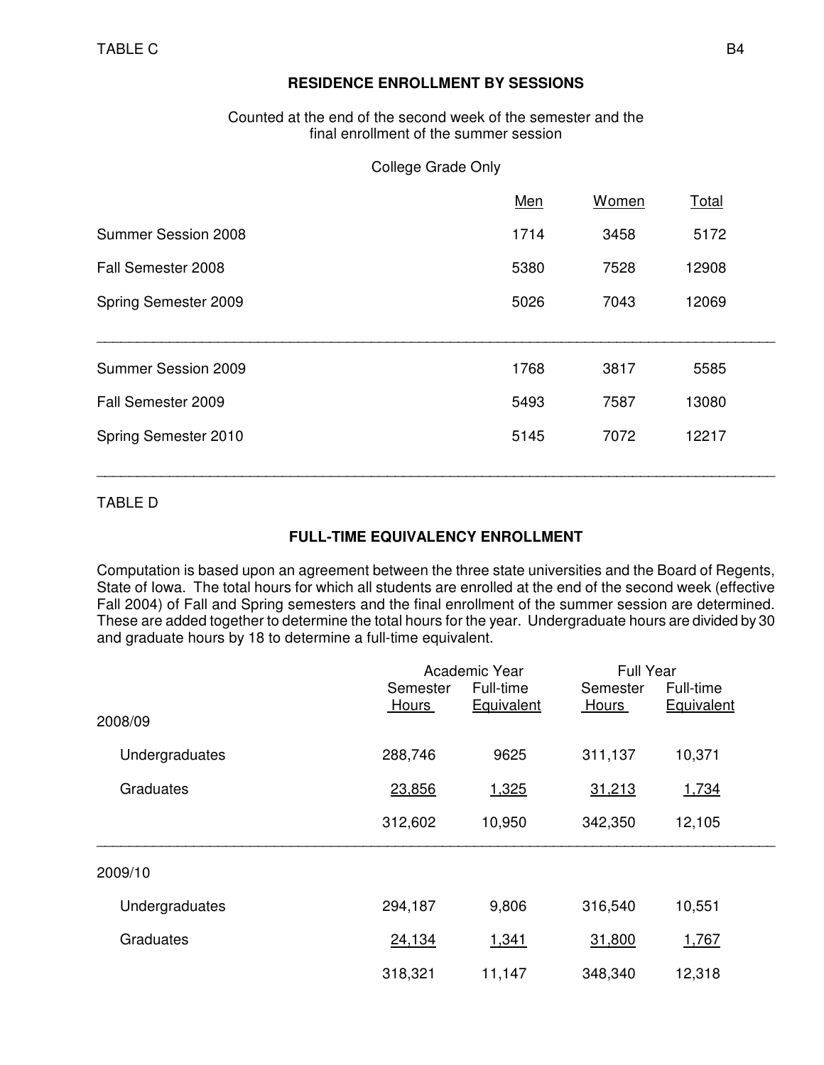TABLE C

## RESIDENCE ENROLLMENT BY SESSIONS

Counted at the end of the second week of the semester and the final enrollment of the summer session

College Grade Only

| | Men | Women | Total |
|---|---|---|---|
| Summer Session 2008 | 1714 | 3458 | 5172 |
| Fall Semester 2008 | 5380 | 7528 | 12908 |
| Spring Semester 2009 | 5026 | 7043 | 12069 |
| Summer Session 2009 | 1768 | 3817 | 5585 |
| Fall Semester 2009 | 5493 | 7587 | 13080 |
| Spring Semester 2010 | 5145 | 7072 | 12217 |

TABLE D

## FULL-TIME EQUIVALENCY ENROLLMENT

Computation is based upon an agreement between the three state universities and the Board of Regents, State of Iowa. The total hours for which all students are enrolled at the end of the second week (effective Fall 2004) of Fall and Spring semesters and the final enrollment of the summer session are determined. These are added together to determine the total hours for the year. Undergraduate hours are divided by 30 and graduate hours by 18 to determine a full-time equivalent.

| | Academic Year | | Full Year | |
|---|---|---|---|---|
| | Semester Hours | Full-time Equivalent | Semester Hours | Full-time Equivalent |
| 2008/09 | | | | |
| Undergraduates | 288,746 | 9625 | 311,137 | 10,371 |
| Graduates | 23,856 | 1,325 | 31,213 | 1,734 |
| | 312,602 | 10,950 | 342,350 | 12,105 |
| 2009/10 | | | | |
| Undergraduates | 294,187 | 9,806 | 316,540 | 10,551 |
| Graduates | 24,134 | 1,341 | 31,800 | 1,767 |
| | 318,321 | 11,147 | 348,340 | 12,318 |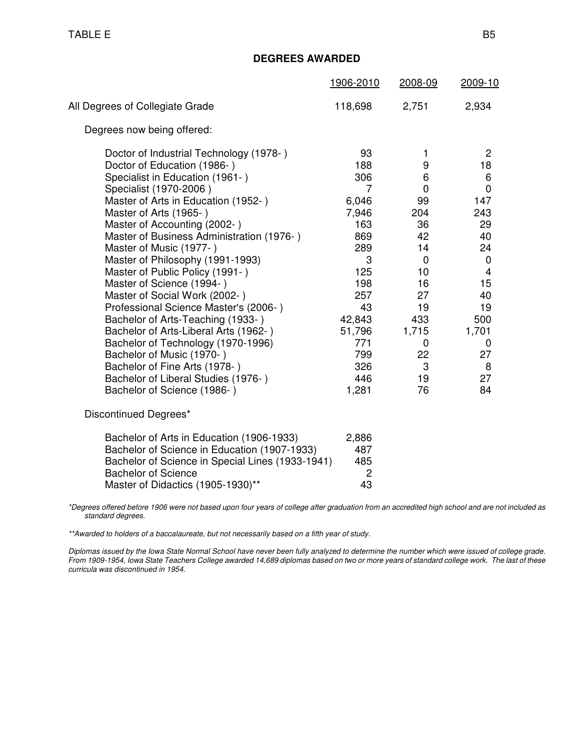TABLE E

## DEGREES AWARDED

| | 1906-2010 | 2008-09 | 2009-10 |
|---|---|---|---|
| All Degrees of Collegiate Grade | 118,698 | 2,751 | 2,934 |
| Degrees now being offered: | | | |
| Doctor of Industrial Technology (1978- ) | 93 | 1 | 2 |
| Doctor of Education (1986- ) | 188 | 9 | 18 |
| Specialist in Education (1961- ) | 306 | 6 | 6 |
| Specialist (1970-2006 ) | 7 | 0 | 0 |
| Master of Arts in Education (1952- ) | 6,046 | 99 | 147 |
| Master of Arts (1965- ) | 7,946 | 204 | 243 |
| Master of Accounting (2002- ) | 163 | 36 | 29 |
| Master of Business Administration (1976- ) | 869 | 42 | 40 |
| Master of Music (1977- ) | 289 | 14 | 24 |
| Master of Philosophy (1991-1993) | 3 | 0 | 0 |
| Master of Public Policy (1991- ) | 125 | 10 | 4 |
| Master of Science (1994- ) | 198 | 16 | 15 |
| Master of Social Work (2002- ) | 257 | 27 | 40 |
| Professional Science Master's (2006- ) | 43 | 19 | 19 |
| Bachelor of Arts-Teaching (1933- ) | 42,843 | 433 | 500 |
| Bachelor of Arts-Liberal Arts (1962- ) | 51,796 | 1,715 | 1,701 |
| Bachelor of Technology (1970-1996) | 771 | 0 | 0 |
| Bachelor of Music (1970- ) | 799 | 22 | 27 |
| Bachelor of Fine Arts (1978- ) | 326 | 3 | 8 |
| Bachelor of Liberal Studies (1976- ) | 446 | 19 | 27 |
| Bachelor of Science (1986- ) | 1,281 | 76 | 84 |
| Discontinued Degrees* | | | |
| Bachelor of Arts in Education (1906-1933) | 2,886 | | |
| Bachelor of Science in Education (1907-1933) | 487 | | |
| Bachelor of Science in Special Lines (1933-1941) | 485 | | |
| Bachelor of Science | 2 | | |
| Master of Didactics (1905-1930)** | 43 | | |

*\*Degrees offered before 1906 were not based upon four years of college after graduation from an accredited high school and are not included as standard degrees.*

*\*\*Awarded to holders of a baccalaureate, but not necessarily based on a fifth year of study.*

*Diplomas issued by the Iowa State Normal School have never been fully analyzed to determine the number which were issued of college grade. From 1909-1954, Iowa State Teachers College awarded 14,689 diplomas based on two or more years of standard college work. The last of these curricula was discontinued in 1954.*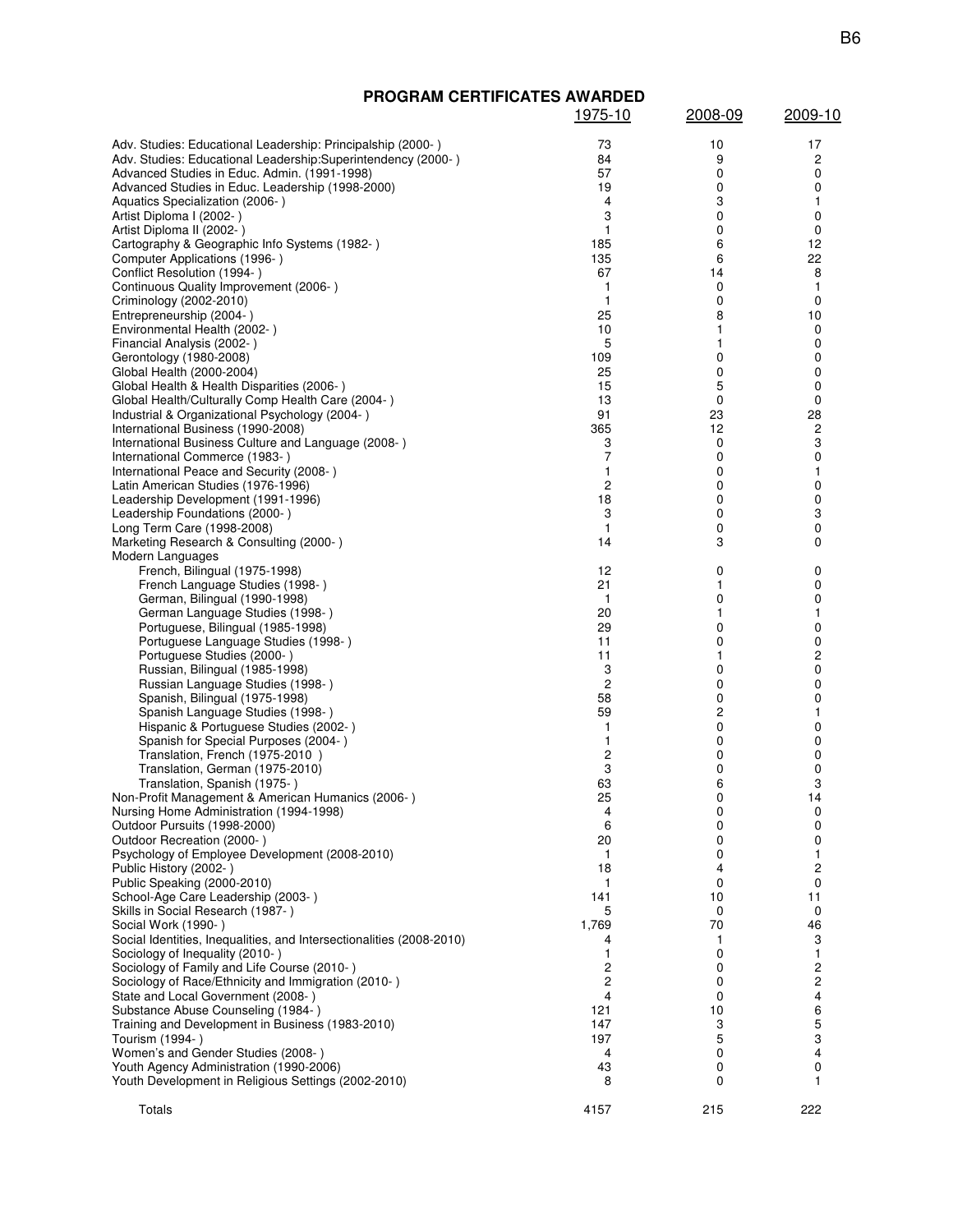## PROGRAM CERTIFICATES AWARDED

| | 1975-10 | 2008-09 | 2009-10 |
|---|---|---|---|
| Adv. Studies: Educational Leadership: Principalship (2000- ) | 73 | 10 | 17 |
| Adv. Studies: Educational Leadership:Superintendency (2000- ) | 84 | 9 | 2 |
| Advanced Studies in Educ. Admin. (1991-1998) | 57 | 0 | 0 |
| Advanced Studies in Educ. Leadership (1998-2000) | 19 | 0 | 0 |
| Aquatics Specialization (2006- ) | 4 | 3 | 1 |
| Artist Diploma I (2002- ) | 3 | 0 | 0 |
| Artist Diploma II (2002- ) | 1 | 0 | 0 |
| Cartography & Geographic Info Systems (1982- ) | 185 | 6 | 12 |
| Computer Applications (1996- ) | 135 | 6 | 22 |
| Conflict Resolution (1994- ) | 67 | 14 | 8 |
| Continuous Quality Improvement (2006- ) | 1 | 0 | 1 |
| Criminology (2002-2010) | 1 | 0 | 0 |
| Entrepreneurship (2004- ) | 25 | 8 | 10 |
| Environmental Health (2002- ) | 10 | 1 | 0 |
| Financial Analysis (2002- ) | 5 | 1 | 0 |
| Gerontology (1980-2008) | 109 | 0 | 0 |
| Global Health (2000-2004) | 25 | 0 | 0 |
| Global Health & Health Disparities (2006- ) | 15 | 5 | 0 |
| Global Health/Culturally Comp Health Care (2004- ) | 13 | 0 | 0 |
| Industrial & Organizational Psychology (2004- ) | 91 | 23 | 28 |
| International Business (1990-2008) | 365 | 12 | 2 |
| International Business Culture and Language (2008- ) | 3 | 0 | 3 |
| International Commerce (1983- ) | 7 | 0 | 0 |
| International Peace and Security (2008- ) | 1 | 0 | 1 |
| Latin American Studies (1976-1996) | 2 | 0 | 0 |
| Leadership Development (1991-1996) | 18 | 0 | 0 |
| Leadership Foundations (2000- ) | 3 | 0 | 3 |
| Long Term Care (1998-2008) | 1 | 0 | 0 |
| Marketing Research & Consulting (2000- ) | 14 | 3 | 0 |
| Modern Languages | | | |
| French, Bilingual (1975-1998) | 12 | 0 | 0 |
| French Language Studies (1998- ) | 21 | 1 | 0 |
| German, Bilingual (1990-1998) | 1 | 0 | 0 |
| German Language Studies (1998- ) | 20 | 1 | 1 |
| Portuguese, Bilingual (1985-1998) | 29 | 0 | 0 |
| Portuguese Language Studies (1998- ) | 11 | 0 | 0 |
| Portuguese Studies (2000- ) | 11 | 1 | 2 |
| Russian, Bilingual (1985-1998) | 3 | 0 | 0 |
| Russian Language Studies (1998- ) | 2 | 0 | 0 |
| Spanish, Bilingual (1975-1998) | 58 | 0 | 0 |
| Spanish Language Studies (1998- ) | 59 | 2 | 1 |
| Hispanic & Portuguese Studies (2002- ) | 1 | 0 | 0 |
| Spanish for Special Purposes (2004- ) | 1 | 0 | 0 |
| Translation, French (1975-2010 ) | 2 | 0 | 0 |
| Translation, German (1975-2010) | 3 | 0 | 0 |
| Translation, Spanish (1975- ) | 63 | 6 | 3 |
| Non-Profit Management & American Humanics (2006- ) | 25 | 0 | 14 |
| Nursing Home Administration (1994-1998) | 4 | 0 | 0 |
| Outdoor Pursuits (1998-2000) | 6 | 0 | 0 |
| Outdoor Recreation (2000- ) | 20 | 0 | 0 |
| Psychology of Employee Development (2008-2010) | 1 | 0 | 1 |
| Public History (2002- ) | 18 | 4 | 2 |
| Public Speaking (2000-2010) | 1 | 0 | 0 |
| School-Age Care Leadership (2003- ) | 141 | 10 | 11 |
| Skills in Social Research (1987- ) | 5 | 0 | 0 |
| Social Work (1990- ) | 1,769 | 70 | 46 |
| Social Identities, Inequalities, and Intersectionalities (2008-2010) | 4 | 1 | 3 |
| Sociology of Inequality (2010- ) | 1 | 0 | 1 |
| Sociology of Family and Life Course (2010- ) | 2 | 0 | 2 |
| Sociology of Race/Ethnicity and Immigration (2010- ) | 2 | 0 | 2 |
| State and Local Government (2008- ) | 4 | 0 | 4 |
| Substance Abuse Counseling (1984- ) | 121 | 10 | 6 |
| Training and Development in Business (1983-2010) | 147 | 3 | 5 |
| Tourism (1994- ) | 197 | 5 | 3 |
| Women's and Gender Studies (2008- ) | 4 | 0 | 4 |
| Youth Agency Administration (1990-2006) | 43 | 0 | 0 |
| Youth Development in Religious Settings (2002-2010) | 8 | 0 | 1 |
| Totals | 4157 | 215 | 222 |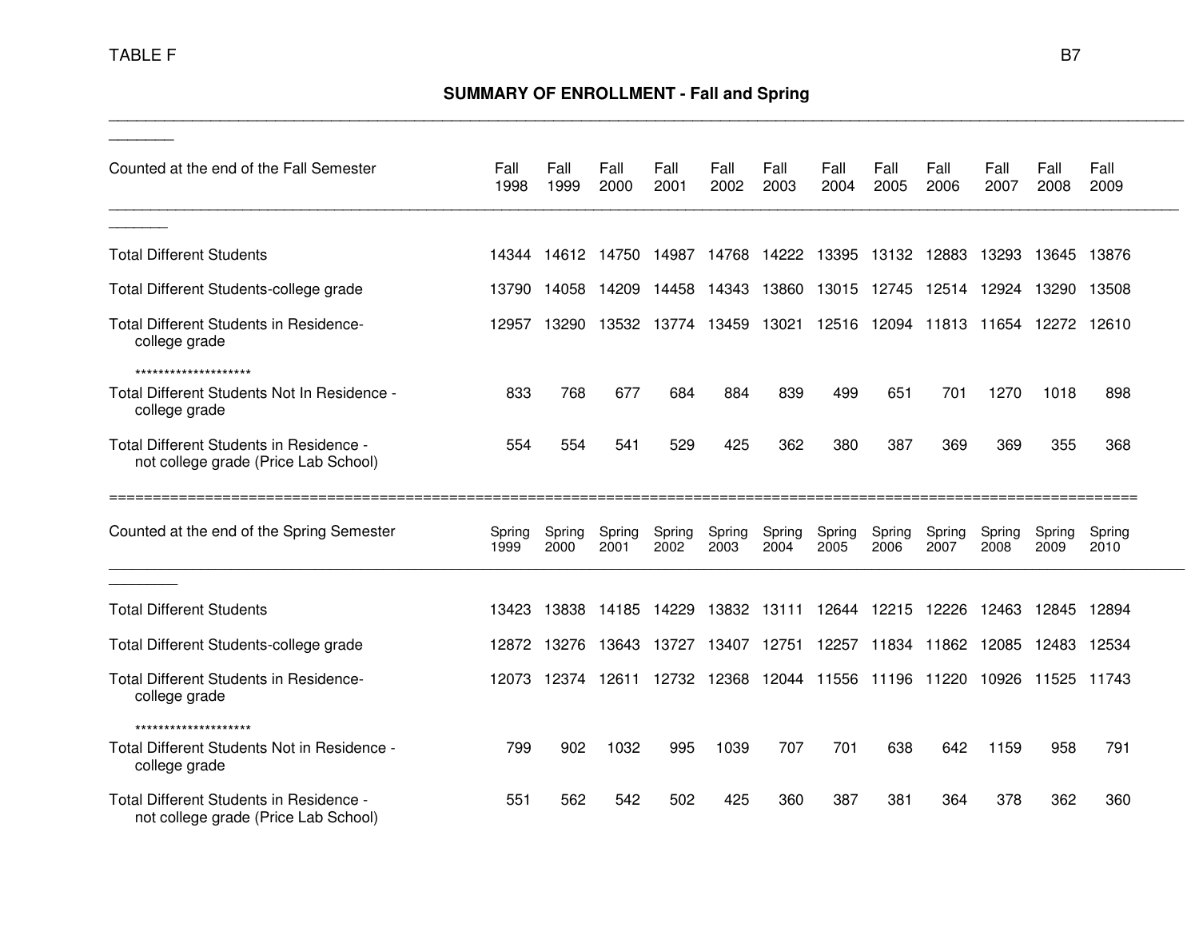TABLE F

## SUMMARY OF ENROLLMENT - Fall and Spring

| Counted at the end of the Fall Semester | Fall 1998 | Fall 1999 | Fall 2000 | Fall 2001 | Fall 2002 | Fall 2003 | Fall 2004 | Fall 2005 | Fall 2006 | Fall 2007 | Fall 2008 | Fall 2009 |
|---|---|---|---|---|---|---|---|---|---|---|---|---|
| Total Different Students | 14344 | 14612 | 14750 | 14987 | 14768 | 14222 | 13395 | 13132 | 12883 | 13293 | 13645 | 13876 |
| Total Different Students-college grade | 13790 | 14058 | 14209 | 14458 | 14343 | 13860 | 13015 | 12745 | 12514 | 12924 | 13290 | 13508 |
| Total Different Students in Residence- college grade | 12957 | 13290 | 13532 | 13774 | 13459 | 13021 | 12516 | 12094 | 11813 | 11654 | 12272 | 12610 |
| ******************** Total Different Students Not In Residence - college grade | 833 | 768 | 677 | 684 | 884 | 839 | 499 | 651 | 701 | 1270 | 1018 | 898 |
| Total Different Students in Residence - not college grade (Price Lab School) | 554 | 554 | 541 | 529 | 425 | 362 | 380 | 387 | 369 | 369 | 355 | 368 |

| Counted at the end of the Spring Semester | Spring 1999 | Spring 2000 | Spring 2001 | Spring 2002 | Spring 2003 | Spring 2004 | Spring 2005 | Spring 2006 | Spring 2007 | Spring 2008 | Spring 2009 | Spring 2010 |
|---|---|---|---|---|---|---|---|---|---|---|---|---|
| Total Different Students | 13423 | 13838 | 14185 | 14229 | 13832 | 13111 | 12644 | 12215 | 12226 | 12463 | 12845 | 12894 |
| Total Different Students-college grade | 12872 | 13276 | 13643 | 13727 | 13407 | 12751 | 12257 | 11834 | 11862 | 12085 | 12483 | 12534 |
| Total Different Students in Residence- college grade | 12073 | 12374 | 12611 | 12732 | 12368 | 12044 | 11556 | 11196 | 11220 | 10926 | 11525 | 11743 |
| ******************** Total Different Students Not in Residence - college grade | 799 | 902 | 1032 | 995 | 1039 | 707 | 701 | 638 | 642 | 1159 | 958 | 791 |
| Total Different Students in Residence - not college grade (Price Lab School) | 551 | 562 | 542 | 502 | 425 | 360 | 387 | 381 | 364 | 378 | 362 | 360 |